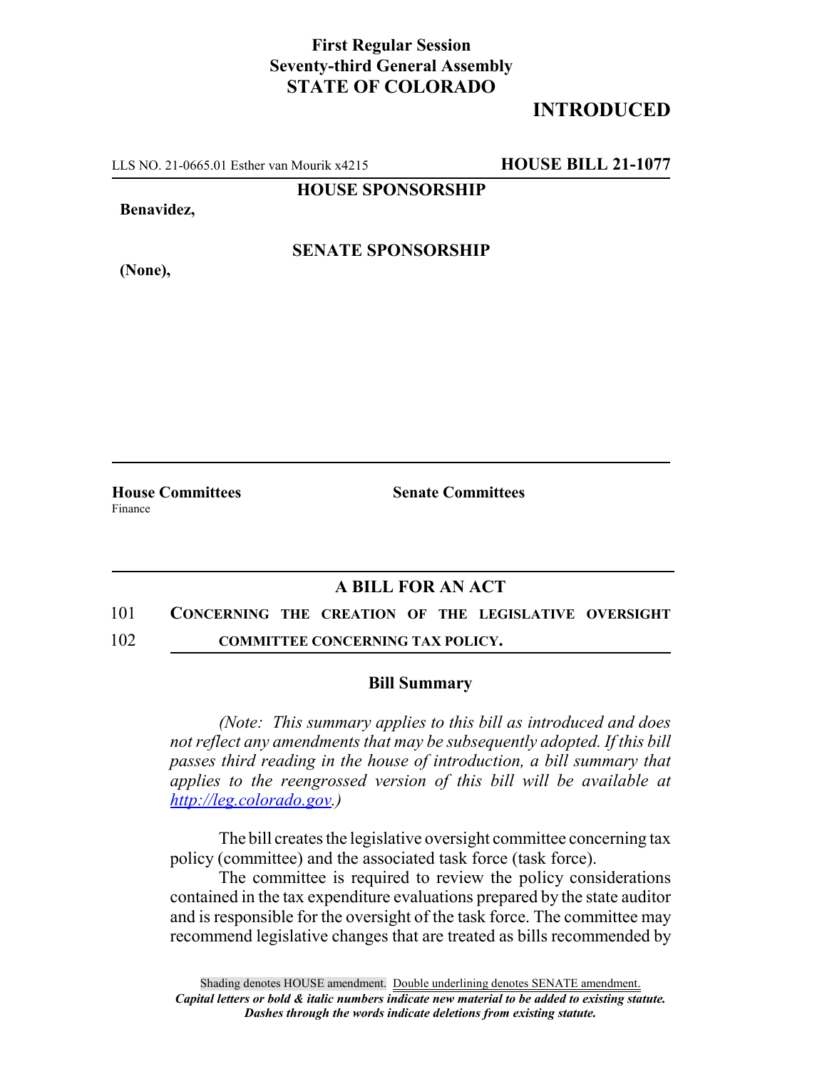**First Regular Session**
**Seventy-third General Assembly**
**STATE OF COLORADO**

# INTRODUCED

LLS NO. 21-0665.01 Esther van Mourik x4215 **HOUSE BILL 21-1077**

**HOUSE SPONSORSHIP**

**Benavidez,**

**SENATE SPONSORSHIP**

**(None),**

**House Committees**
Finance

**Senate Committees**

## A BILL FOR AN ACT

101 **CONCERNING THE CREATION OF THE LEGISLATIVE OVERSIGHT**
102 **COMMITTEE CONCERNING TAX POLICY.**

### Bill Summary

*(Note: This summary applies to this bill as introduced and does not reflect any amendments that may be subsequently adopted. If this bill passes third reading in the house of introduction, a bill summary that applies to the reengrossed version of this bill will be available at http://leg.colorado.gov.)*

The bill creates the legislative oversight committee concerning tax policy (committee) and the associated task force (task force).

The committee is required to review the policy considerations contained in the tax expenditure evaluations prepared by the state auditor and is responsible for the oversight of the task force. The committee may recommend legislative changes that are treated as bills recommended by

Shading denotes HOUSE amendment. Double underlining denotes SENATE amendment.
*Capital letters or bold & italic numbers indicate new material to be added to existing statute.*
*Dashes through the words indicate deletions from existing statute.*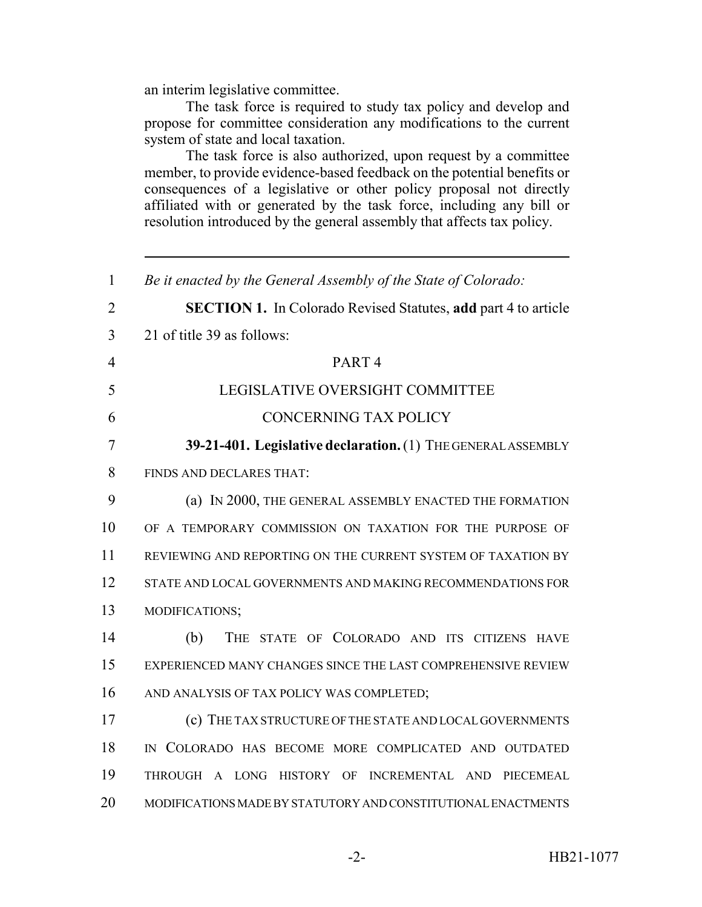an interim legislative committee.

The task force is required to study tax policy and develop and propose for committee consideration any modifications to the current system of state and local taxation.

The task force is also authorized, upon request by a committee member, to provide evidence-based feedback on the potential benefits or consequences of a legislative or other policy proposal not directly affiliated with or generated by the task force, including any bill or resolution introduced by the general assembly that affects tax policy.

---

1 *Be it enacted by the General Assembly of the State of Colorado:*

2 **SECTION 1.** In Colorado Revised Statutes, **add** part 4 to article
3 21 of title 39 as follows:

4 PART 4

5 LEGISLATIVE OVERSIGHT COMMITTEE

6 CONCERNING TAX POLICY

7 **39-21-401. Legislative declaration.** (1) THE GENERAL ASSEMBLY
8 FINDS AND DECLARES THAT:

9 (a) IN 2000, THE GENERAL ASSEMBLY ENACTED THE FORMATION
10 OF A TEMPORARY COMMISSION ON TAXATION FOR THE PURPOSE OF
11 REVIEWING AND REPORTING ON THE CURRENT SYSTEM OF TAXATION BY
12 STATE AND LOCAL GOVERNMENTS AND MAKING RECOMMENDATIONS FOR
13 MODIFICATIONS;

14 (b) THE STATE OF COLORADO AND ITS CITIZENS HAVE
15 EXPERIENCED MANY CHANGES SINCE THE LAST COMPREHENSIVE REVIEW
16 AND ANALYSIS OF TAX POLICY WAS COMPLETED;

17 (c) THE TAX STRUCTURE OF THE STATE AND LOCAL GOVERNMENTS
18 IN COLORADO HAS BECOME MORE COMPLICATED AND OUTDATED
19 THROUGH A LONG HISTORY OF INCREMENTAL AND PIECEMEAL
20 MODIFICATIONS MADE BY STATUTORY AND CONSTITUTIONAL ENACTMENTS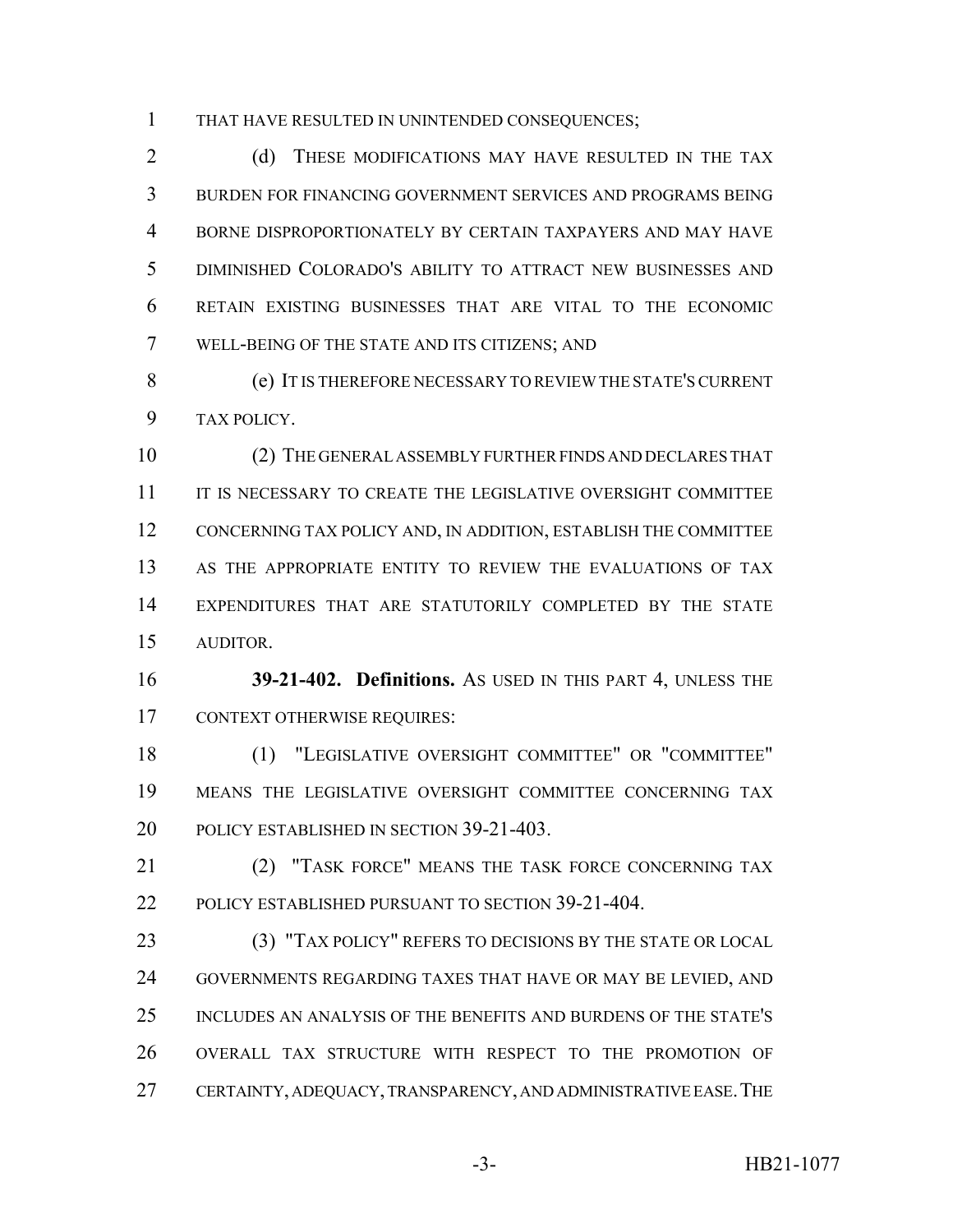THAT HAVE RESULTED IN UNINTENDED CONSEQUENCES;

(d) THESE MODIFICATIONS MAY HAVE RESULTED IN THE TAX BURDEN FOR FINANCING GOVERNMENT SERVICES AND PROGRAMS BEING BORNE DISPROPORTIONATELY BY CERTAIN TAXPAYERS AND MAY HAVE DIMINISHED COLORADO'S ABILITY TO ATTRACT NEW BUSINESSES AND RETAIN EXISTING BUSINESSES THAT ARE VITAL TO THE ECONOMIC WELL-BEING OF THE STATE AND ITS CITIZENS; AND

(e) IT IS THEREFORE NECESSARY TO REVIEW THE STATE'S CURRENT TAX POLICY.

(2) THE GENERAL ASSEMBLY FURTHER FINDS AND DECLARES THAT IT IS NECESSARY TO CREATE THE LEGISLATIVE OVERSIGHT COMMITTEE CONCERNING TAX POLICY AND, IN ADDITION, ESTABLISH THE COMMITTEE AS THE APPROPRIATE ENTITY TO REVIEW THE EVALUATIONS OF TAX EXPENDITURES THAT ARE STATUTORILY COMPLETED BY THE STATE AUDITOR.

**39-21-402. Definitions.** AS USED IN THIS PART 4, UNLESS THE CONTEXT OTHERWISE REQUIRES:

(1) "LEGISLATIVE OVERSIGHT COMMITTEE" OR "COMMITTEE" MEANS THE LEGISLATIVE OVERSIGHT COMMITTEE CONCERNING TAX POLICY ESTABLISHED IN SECTION 39-21-403.

(2) "TASK FORCE" MEANS THE TASK FORCE CONCERNING TAX POLICY ESTABLISHED PURSUANT TO SECTION 39-21-404.

(3) "TAX POLICY" REFERS TO DECISIONS BY THE STATE OR LOCAL GOVERNMENTS REGARDING TAXES THAT HAVE OR MAY BE LEVIED, AND INCLUDES AN ANALYSIS OF THE BENEFITS AND BURDENS OF THE STATE'S OVERALL TAX STRUCTURE WITH RESPECT TO THE PROMOTION OF CERTAINTY, ADEQUACY, TRANSPARENCY, AND ADMINISTRATIVE EASE. THE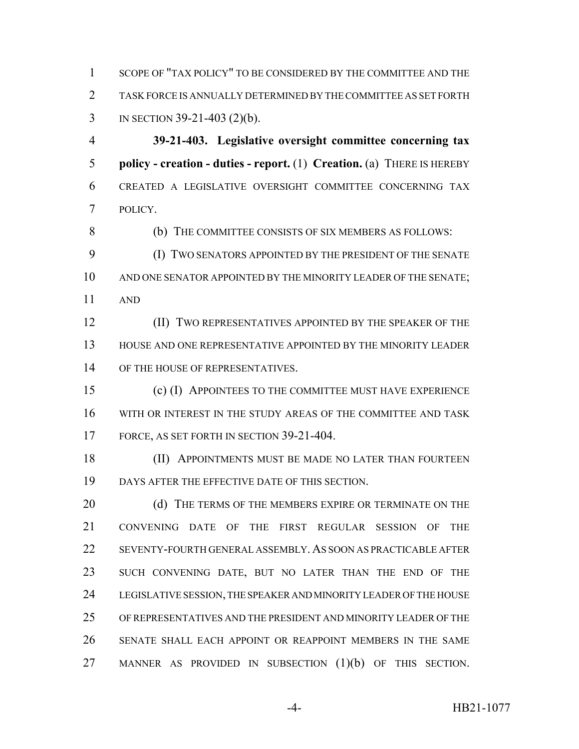SCOPE OF "TAX POLICY" TO BE CONSIDERED BY THE COMMITTEE AND THE TASK FORCE IS ANNUALLY DETERMINED BY THE COMMITTEE AS SET FORTH IN SECTION 39-21-403 (2)(b).

**39-21-403. Legislative oversight committee concerning tax policy - creation - duties - report.** (1) **Creation.** (a) THERE IS HEREBY CREATED A LEGISLATIVE OVERSIGHT COMMITTEE CONCERNING TAX POLICY.

(b) THE COMMITTEE CONSISTS OF SIX MEMBERS AS FOLLOWS:

(I) TWO SENATORS APPOINTED BY THE PRESIDENT OF THE SENATE AND ONE SENATOR APPOINTED BY THE MINORITY LEADER OF THE SENATE; AND

(II) TWO REPRESENTATIVES APPOINTED BY THE SPEAKER OF THE HOUSE AND ONE REPRESENTATIVE APPOINTED BY THE MINORITY LEADER OF THE HOUSE OF REPRESENTATIVES.

(c) (I) APPOINTEES TO THE COMMITTEE MUST HAVE EXPERIENCE WITH OR INTEREST IN THE STUDY AREAS OF THE COMMITTEE AND TASK FORCE, AS SET FORTH IN SECTION 39-21-404.

(II) APPOINTMENTS MUST BE MADE NO LATER THAN FOURTEEN DAYS AFTER THE EFFECTIVE DATE OF THIS SECTION.

(d) THE TERMS OF THE MEMBERS EXPIRE OR TERMINATE ON THE CONVENING DATE OF THE FIRST REGULAR SESSION OF THE SEVENTY-FOURTH GENERAL ASSEMBLY. AS SOON AS PRACTICABLE AFTER SUCH CONVENING DATE, BUT NO LATER THAN THE END OF THE LEGISLATIVE SESSION, THE SPEAKER AND MINORITY LEADER OF THE HOUSE OF REPRESENTATIVES AND THE PRESIDENT AND MINORITY LEADER OF THE SENATE SHALL EACH APPOINT OR REAPPOINT MEMBERS IN THE SAME MANNER AS PROVIDED IN SUBSECTION (1)(b) OF THIS SECTION.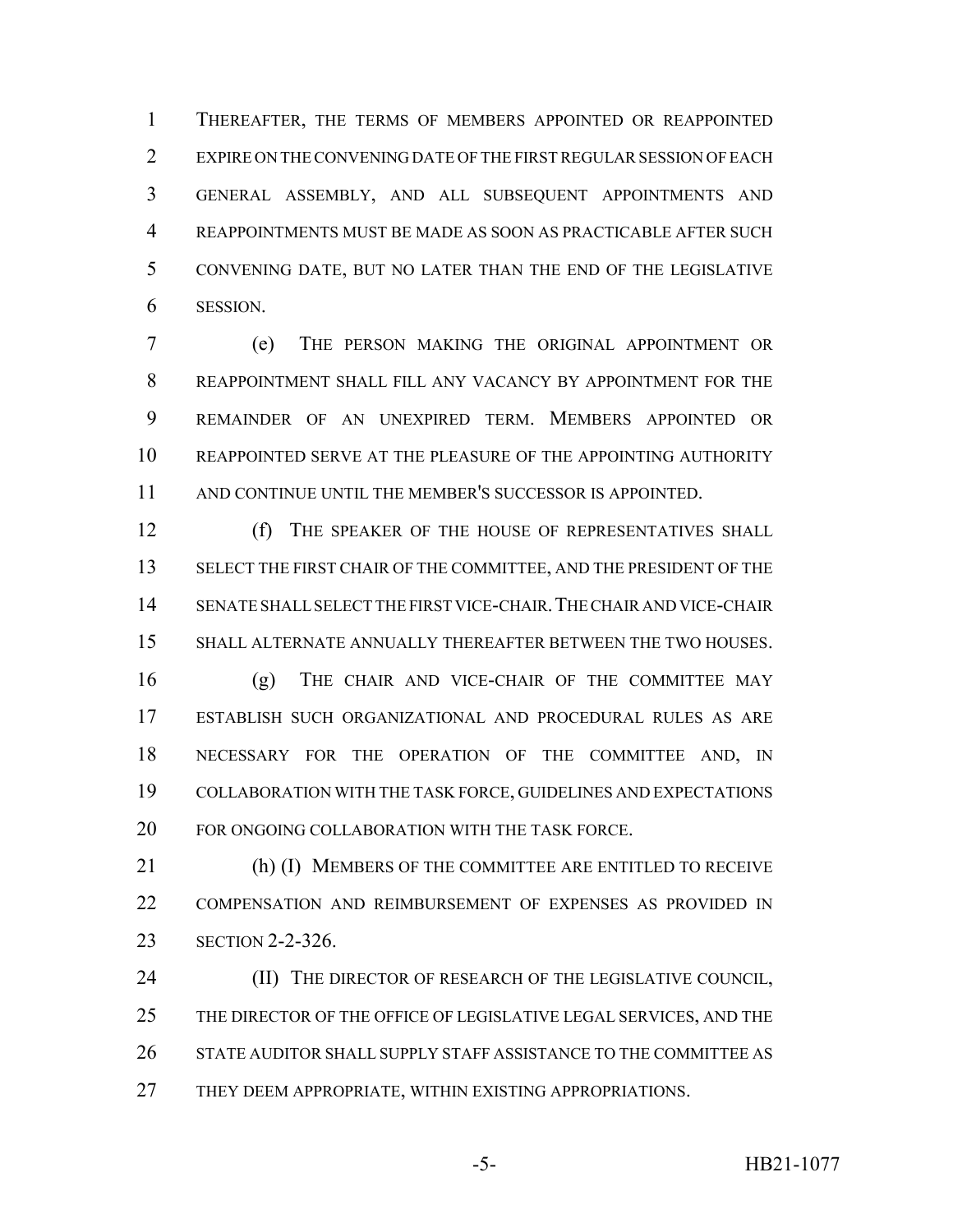THEREAFTER, THE TERMS OF MEMBERS APPOINTED OR REAPPOINTED EXPIRE ON THE CONVENING DATE OF THE FIRST REGULAR SESSION OF EACH GENERAL ASSEMBLY, AND ALL SUBSEQUENT APPOINTMENTS AND REAPPOINTMENTS MUST BE MADE AS SOON AS PRACTICABLE AFTER SUCH CONVENING DATE, BUT NO LATER THAN THE END OF THE LEGISLATIVE SESSION.

(e) THE PERSON MAKING THE ORIGINAL APPOINTMENT OR REAPPOINTMENT SHALL FILL ANY VACANCY BY APPOINTMENT FOR THE REMAINDER OF AN UNEXPIRED TERM. MEMBERS APPOINTED OR REAPPOINTED SERVE AT THE PLEASURE OF THE APPOINTING AUTHORITY AND CONTINUE UNTIL THE MEMBER'S SUCCESSOR IS APPOINTED.

(f) THE SPEAKER OF THE HOUSE OF REPRESENTATIVES SHALL SELECT THE FIRST CHAIR OF THE COMMITTEE, AND THE PRESIDENT OF THE SENATE SHALL SELECT THE FIRST VICE-CHAIR. THE CHAIR AND VICE-CHAIR SHALL ALTERNATE ANNUALLY THEREAFTER BETWEEN THE TWO HOUSES.

(g) THE CHAIR AND VICE-CHAIR OF THE COMMITTEE MAY ESTABLISH SUCH ORGANIZATIONAL AND PROCEDURAL RULES AS ARE NECESSARY FOR THE OPERATION OF THE COMMITTEE AND, IN COLLABORATION WITH THE TASK FORCE, GUIDELINES AND EXPECTATIONS FOR ONGOING COLLABORATION WITH THE TASK FORCE.

(h) (I) MEMBERS OF THE COMMITTEE ARE ENTITLED TO RECEIVE COMPENSATION AND REIMBURSEMENT OF EXPENSES AS PROVIDED IN SECTION 2-2-326.

(II) THE DIRECTOR OF RESEARCH OF THE LEGISLATIVE COUNCIL, THE DIRECTOR OF THE OFFICE OF LEGISLATIVE LEGAL SERVICES, AND THE STATE AUDITOR SHALL SUPPLY STAFF ASSISTANCE TO THE COMMITTEE AS THEY DEEM APPROPRIATE, WITHIN EXISTING APPROPRIATIONS.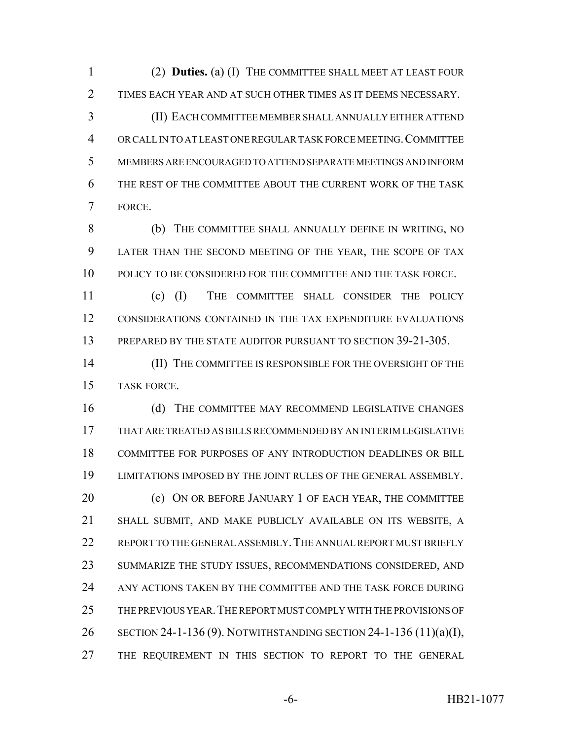(2) **Duties.** (a) (I) THE COMMITTEE SHALL MEET AT LEAST FOUR TIMES EACH YEAR AND AT SUCH OTHER TIMES AS IT DEEMS NECESSARY.

(II) EACH COMMITTEE MEMBER SHALL ANNUALLY EITHER ATTEND OR CALL IN TO AT LEAST ONE REGULAR TASK FORCE MEETING. COMMITTEE MEMBERS ARE ENCOURAGED TO ATTEND SEPARATE MEETINGS AND INFORM THE REST OF THE COMMITTEE ABOUT THE CURRENT WORK OF THE TASK FORCE.

(b) THE COMMITTEE SHALL ANNUALLY DEFINE IN WRITING, NO LATER THAN THE SECOND MEETING OF THE YEAR, THE SCOPE OF TAX POLICY TO BE CONSIDERED FOR THE COMMITTEE AND THE TASK FORCE.

(c) (I) THE COMMITTEE SHALL CONSIDER THE POLICY CONSIDERATIONS CONTAINED IN THE TAX EXPENDITURE EVALUATIONS PREPARED BY THE STATE AUDITOR PURSUANT TO SECTION 39-21-305.

(II) THE COMMITTEE IS RESPONSIBLE FOR THE OVERSIGHT OF THE TASK FORCE.

(d) THE COMMITTEE MAY RECOMMEND LEGISLATIVE CHANGES THAT ARE TREATED AS BILLS RECOMMENDED BY AN INTERIM LEGISLATIVE COMMITTEE FOR PURPOSES OF ANY INTRODUCTION DEADLINES OR BILL LIMITATIONS IMPOSED BY THE JOINT RULES OF THE GENERAL ASSEMBLY.

(e) ON OR BEFORE JANUARY 1 OF EACH YEAR, THE COMMITTEE SHALL SUBMIT, AND MAKE PUBLICLY AVAILABLE ON ITS WEBSITE, A REPORT TO THE GENERAL ASSEMBLY. THE ANNUAL REPORT MUST BRIEFLY SUMMARIZE THE STUDY ISSUES, RECOMMENDATIONS CONSIDERED, AND ANY ACTIONS TAKEN BY THE COMMITTEE AND THE TASK FORCE DURING THE PREVIOUS YEAR. THE REPORT MUST COMPLY WITH THE PROVISIONS OF SECTION 24-1-136 (9). NOTWITHSTANDING SECTION 24-1-136 (11)(a)(I), THE REQUIREMENT IN THIS SECTION TO REPORT TO THE GENERAL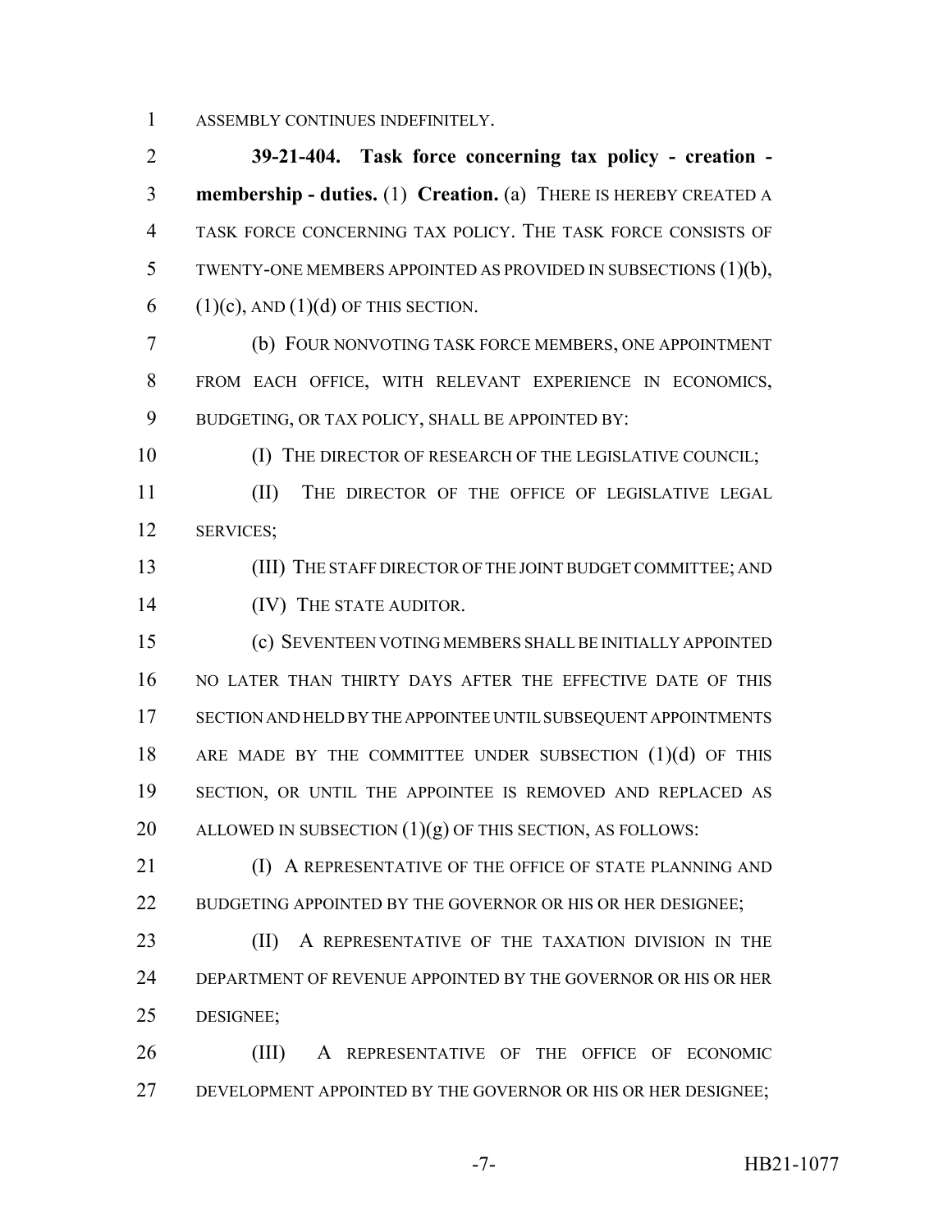ASSEMBLY CONTINUES INDEFINITELY.

**39-21-404. Task force concerning tax policy - creation - membership - duties.** (1) **Creation.** (a) THERE IS HEREBY CREATED A TASK FORCE CONCERNING TAX POLICY. THE TASK FORCE CONSISTS OF TWENTY-ONE MEMBERS APPOINTED AS PROVIDED IN SUBSECTIONS (1)(b), (1)(c), AND (1)(d) OF THIS SECTION.

(b) FOUR NONVOTING TASK FORCE MEMBERS, ONE APPOINTMENT FROM EACH OFFICE, WITH RELEVANT EXPERIENCE IN ECONOMICS, BUDGETING, OR TAX POLICY, SHALL BE APPOINTED BY:

(I) THE DIRECTOR OF RESEARCH OF THE LEGISLATIVE COUNCIL;

(II) THE DIRECTOR OF THE OFFICE OF LEGISLATIVE LEGAL SERVICES;

(III) THE STAFF DIRECTOR OF THE JOINT BUDGET COMMITTEE; AND

(IV) THE STATE AUDITOR.

(c) SEVENTEEN VOTING MEMBERS SHALL BE INITIALLY APPOINTED NO LATER THAN THIRTY DAYS AFTER THE EFFECTIVE DATE OF THIS SECTION AND HELD BY THE APPOINTEE UNTIL SUBSEQUENT APPOINTMENTS ARE MADE BY THE COMMITTEE UNDER SUBSECTION (1)(d) OF THIS SECTION, OR UNTIL THE APPOINTEE IS REMOVED AND REPLACED AS ALLOWED IN SUBSECTION (1)(g) OF THIS SECTION, AS FOLLOWS:

(I) A REPRESENTATIVE OF THE OFFICE OF STATE PLANNING AND BUDGETING APPOINTED BY THE GOVERNOR OR HIS OR HER DESIGNEE;

(II) A REPRESENTATIVE OF THE TAXATION DIVISION IN THE DEPARTMENT OF REVENUE APPOINTED BY THE GOVERNOR OR HIS OR HER DESIGNEE;

(III) A REPRESENTATIVE OF THE OFFICE OF ECONOMIC DEVELOPMENT APPOINTED BY THE GOVERNOR OR HIS OR HER DESIGNEE;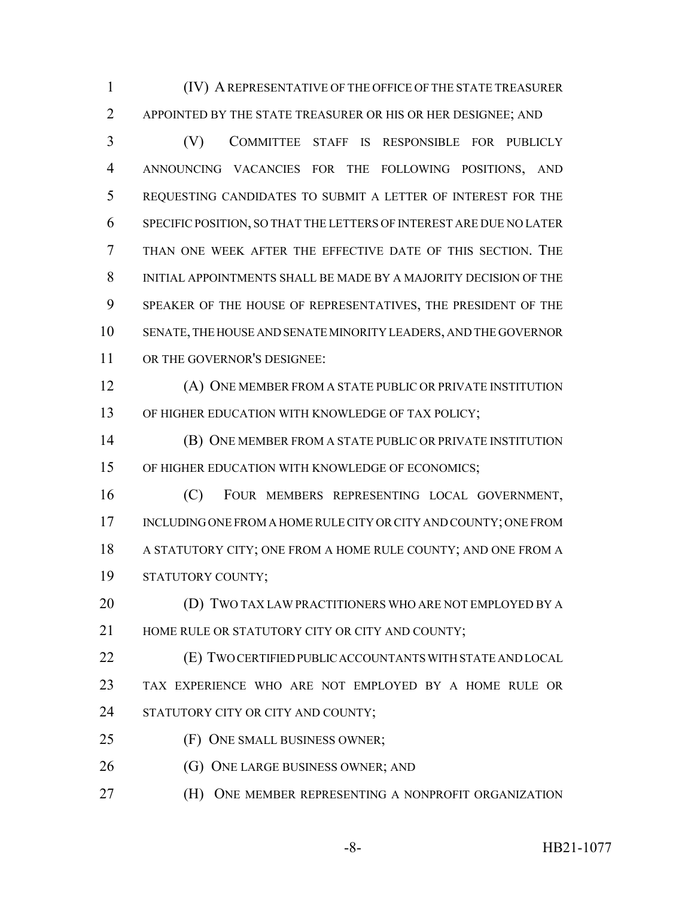(IV) A REPRESENTATIVE OF THE OFFICE OF THE STATE TREASURER APPOINTED BY THE STATE TREASURER OR HIS OR HER DESIGNEE; AND

(V) COMMITTEE STAFF IS RESPONSIBLE FOR PUBLICLY ANNOUNCING VACANCIES FOR THE FOLLOWING POSITIONS, AND REQUESTING CANDIDATES TO SUBMIT A LETTER OF INTEREST FOR THE SPECIFIC POSITION, SO THAT THE LETTERS OF INTEREST ARE DUE NO LATER THAN ONE WEEK AFTER THE EFFECTIVE DATE OF THIS SECTION. THE INITIAL APPOINTMENTS SHALL BE MADE BY A MAJORITY DECISION OF THE SPEAKER OF THE HOUSE OF REPRESENTATIVES, THE PRESIDENT OF THE SENATE, THE HOUSE AND SENATE MINORITY LEADERS, AND THE GOVERNOR OR THE GOVERNOR'S DESIGNEE:

(A) ONE MEMBER FROM A STATE PUBLIC OR PRIVATE INSTITUTION OF HIGHER EDUCATION WITH KNOWLEDGE OF TAX POLICY;

(B) ONE MEMBER FROM A STATE PUBLIC OR PRIVATE INSTITUTION OF HIGHER EDUCATION WITH KNOWLEDGE OF ECONOMICS;

(C) FOUR MEMBERS REPRESENTING LOCAL GOVERNMENT, INCLUDING ONE FROM A HOME RULE CITY OR CITY AND COUNTY; ONE FROM A STATUTORY CITY; ONE FROM A HOME RULE COUNTY; AND ONE FROM A STATUTORY COUNTY;

(D) TWO TAX LAW PRACTITIONERS WHO ARE NOT EMPLOYED BY A HOME RULE OR STATUTORY CITY OR CITY AND COUNTY;

(E) TWO CERTIFIED PUBLIC ACCOUNTANTS WITH STATE AND LOCAL TAX EXPERIENCE WHO ARE NOT EMPLOYED BY A HOME RULE OR STATUTORY CITY OR CITY AND COUNTY;

(F) ONE SMALL BUSINESS OWNER;

(G) ONE LARGE BUSINESS OWNER; AND

(H) ONE MEMBER REPRESENTING A NONPROFIT ORGANIZATION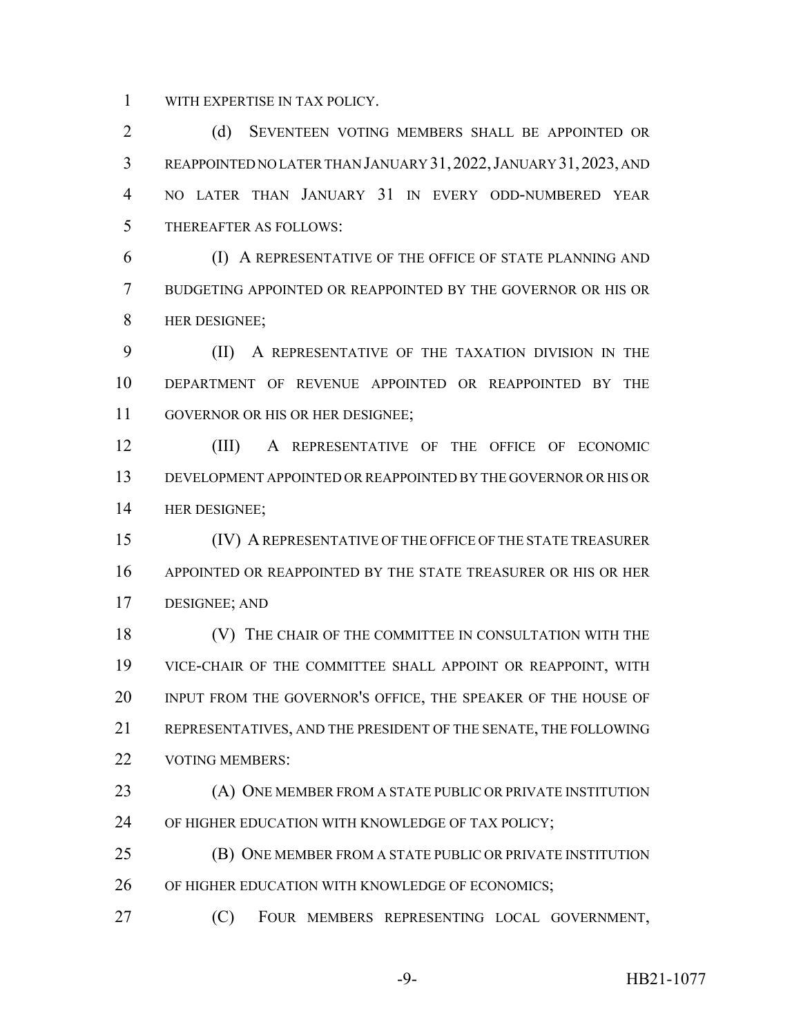WITH EXPERTISE IN TAX POLICY.

(d) SEVENTEEN VOTING MEMBERS SHALL BE APPOINTED OR REAPPOINTED NO LATER THAN JANUARY 31, 2022, JANUARY 31, 2023, AND NO LATER THAN JANUARY 31 IN EVERY ODD-NUMBERED YEAR THEREAFTER AS FOLLOWS:

(I) A REPRESENTATIVE OF THE OFFICE OF STATE PLANNING AND BUDGETING APPOINTED OR REAPPOINTED BY THE GOVERNOR OR HIS OR HER DESIGNEE;

(II) A REPRESENTATIVE OF THE TAXATION DIVISION IN THE DEPARTMENT OF REVENUE APPOINTED OR REAPPOINTED BY THE GOVERNOR OR HIS OR HER DESIGNEE;

(III) A REPRESENTATIVE OF THE OFFICE OF ECONOMIC DEVELOPMENT APPOINTED OR REAPPOINTED BY THE GOVERNOR OR HIS OR HER DESIGNEE;

(IV) A REPRESENTATIVE OF THE OFFICE OF THE STATE TREASURER APPOINTED OR REAPPOINTED BY THE STATE TREASURER OR HIS OR HER DESIGNEE; AND

(V) THE CHAIR OF THE COMMITTEE IN CONSULTATION WITH THE VICE-CHAIR OF THE COMMITTEE SHALL APPOINT OR REAPPOINT, WITH INPUT FROM THE GOVERNOR'S OFFICE, THE SPEAKER OF THE HOUSE OF REPRESENTATIVES, AND THE PRESIDENT OF THE SENATE, THE FOLLOWING VOTING MEMBERS:

(A) ONE MEMBER FROM A STATE PUBLIC OR PRIVATE INSTITUTION OF HIGHER EDUCATION WITH KNOWLEDGE OF TAX POLICY;

(B) ONE MEMBER FROM A STATE PUBLIC OR PRIVATE INSTITUTION OF HIGHER EDUCATION WITH KNOWLEDGE OF ECONOMICS;

(C) FOUR MEMBERS REPRESENTING LOCAL GOVERNMENT,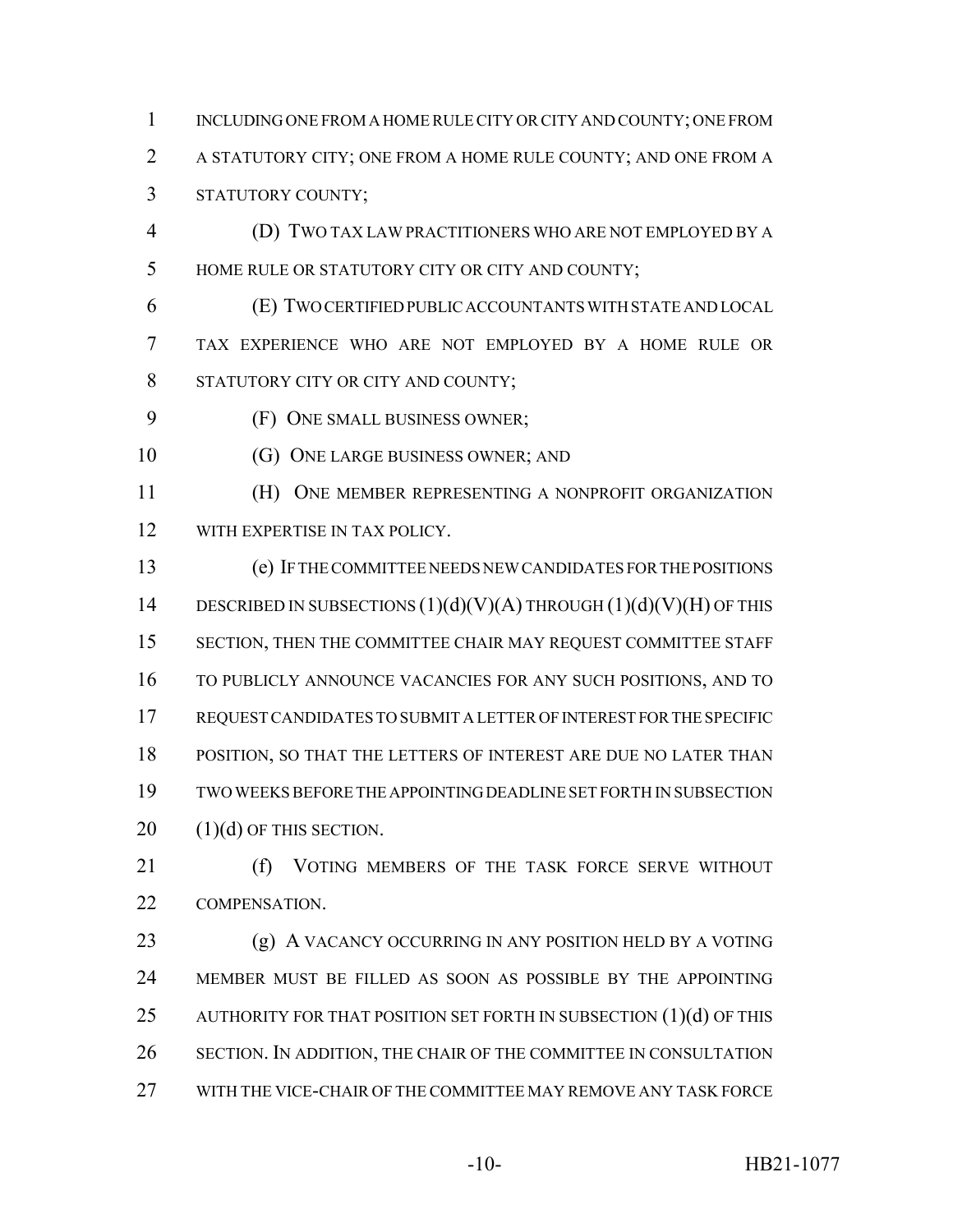INCLUDING ONE FROM A HOME RULE CITY OR CITY AND COUNTY; ONE FROM A STATUTORY CITY; ONE FROM A HOME RULE COUNTY; AND ONE FROM A STATUTORY COUNTY;

(D) TWO TAX LAW PRACTITIONERS WHO ARE NOT EMPLOYED BY A HOME RULE OR STATUTORY CITY OR CITY AND COUNTY;

(E) TWO CERTIFIED PUBLIC ACCOUNTANTS WITH STATE AND LOCAL TAX EXPERIENCE WHO ARE NOT EMPLOYED BY A HOME RULE OR STATUTORY CITY OR CITY AND COUNTY;

(F) ONE SMALL BUSINESS OWNER;

(G) ONE LARGE BUSINESS OWNER; AND

(H) ONE MEMBER REPRESENTING A NONPROFIT ORGANIZATION WITH EXPERTISE IN TAX POLICY.

(e) IF THE COMMITTEE NEEDS NEW CANDIDATES FOR THE POSITIONS DESCRIBED IN SUBSECTIONS (1)(d)(V)(A) THROUGH (1)(d)(V)(H) OF THIS SECTION, THEN THE COMMITTEE CHAIR MAY REQUEST COMMITTEE STAFF TO PUBLICLY ANNOUNCE VACANCIES FOR ANY SUCH POSITIONS, AND TO REQUEST CANDIDATES TO SUBMIT A LETTER OF INTEREST FOR THE SPECIFIC POSITION, SO THAT THE LETTERS OF INTEREST ARE DUE NO LATER THAN TWO WEEKS BEFORE THE APPOINTING DEADLINE SET FORTH IN SUBSECTION (1)(d) OF THIS SECTION.

(f) VOTING MEMBERS OF THE TASK FORCE SERVE WITHOUT COMPENSATION.

(g) A VACANCY OCCURRING IN ANY POSITION HELD BY A VOTING MEMBER MUST BE FILLED AS SOON AS POSSIBLE BY THE APPOINTING AUTHORITY FOR THAT POSITION SET FORTH IN SUBSECTION (1)(d) OF THIS SECTION. IN ADDITION, THE CHAIR OF THE COMMITTEE IN CONSULTATION WITH THE VICE-CHAIR OF THE COMMITTEE MAY REMOVE ANY TASK FORCE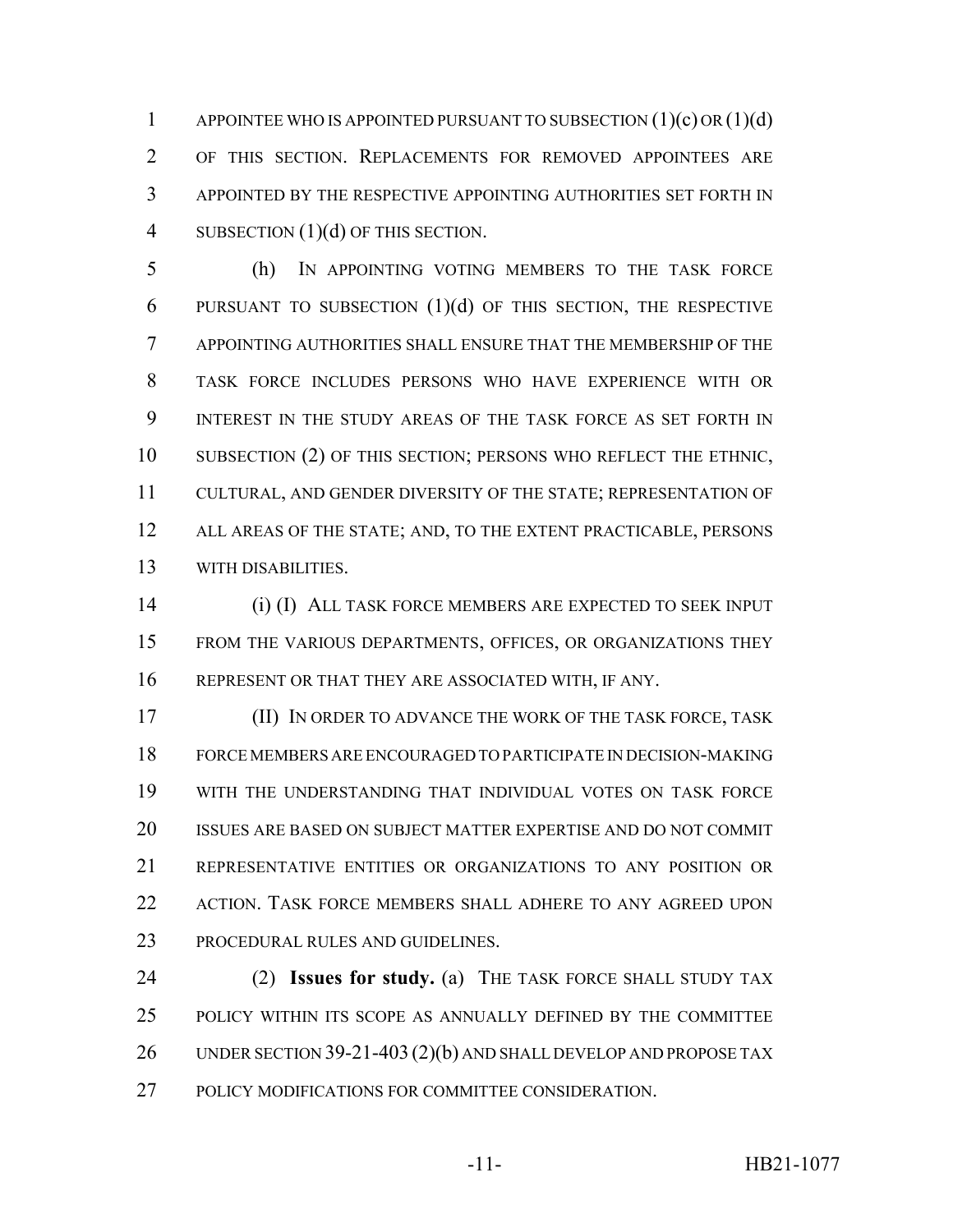APPOINTEE WHO IS APPOINTED PURSUANT TO SUBSECTION (1)(c) OR (1)(d) OF THIS SECTION. REPLACEMENTS FOR REMOVED APPOINTEES ARE APPOINTED BY THE RESPECTIVE APPOINTING AUTHORITIES SET FORTH IN SUBSECTION (1)(d) OF THIS SECTION.

(h) IN APPOINTING VOTING MEMBERS TO THE TASK FORCE PURSUANT TO SUBSECTION (1)(d) OF THIS SECTION, THE RESPECTIVE APPOINTING AUTHORITIES SHALL ENSURE THAT THE MEMBERSHIP OF THE TASK FORCE INCLUDES PERSONS WHO HAVE EXPERIENCE WITH OR INTEREST IN THE STUDY AREAS OF THE TASK FORCE AS SET FORTH IN SUBSECTION (2) OF THIS SECTION; PERSONS WHO REFLECT THE ETHNIC, CULTURAL, AND GENDER DIVERSITY OF THE STATE; REPRESENTATION OF ALL AREAS OF THE STATE; AND, TO THE EXTENT PRACTICABLE, PERSONS WITH DISABILITIES.

(i) (I) ALL TASK FORCE MEMBERS ARE EXPECTED TO SEEK INPUT FROM THE VARIOUS DEPARTMENTS, OFFICES, OR ORGANIZATIONS THEY REPRESENT OR THAT THEY ARE ASSOCIATED WITH, IF ANY.

(II) IN ORDER TO ADVANCE THE WORK OF THE TASK FORCE, TASK FORCE MEMBERS ARE ENCOURAGED TO PARTICIPATE IN DECISION-MAKING WITH THE UNDERSTANDING THAT INDIVIDUAL VOTES ON TASK FORCE ISSUES ARE BASED ON SUBJECT MATTER EXPERTISE AND DO NOT COMMIT REPRESENTATIVE ENTITIES OR ORGANIZATIONS TO ANY POSITION OR ACTION. TASK FORCE MEMBERS SHALL ADHERE TO ANY AGREED UPON PROCEDURAL RULES AND GUIDELINES.

(2) **Issues for study.** (a) THE TASK FORCE SHALL STUDY TAX POLICY WITHIN ITS SCOPE AS ANNUALLY DEFINED BY THE COMMITTEE UNDER SECTION 39-21-403 (2)(b) AND SHALL DEVELOP AND PROPOSE TAX POLICY MODIFICATIONS FOR COMMITTEE CONSIDERATION.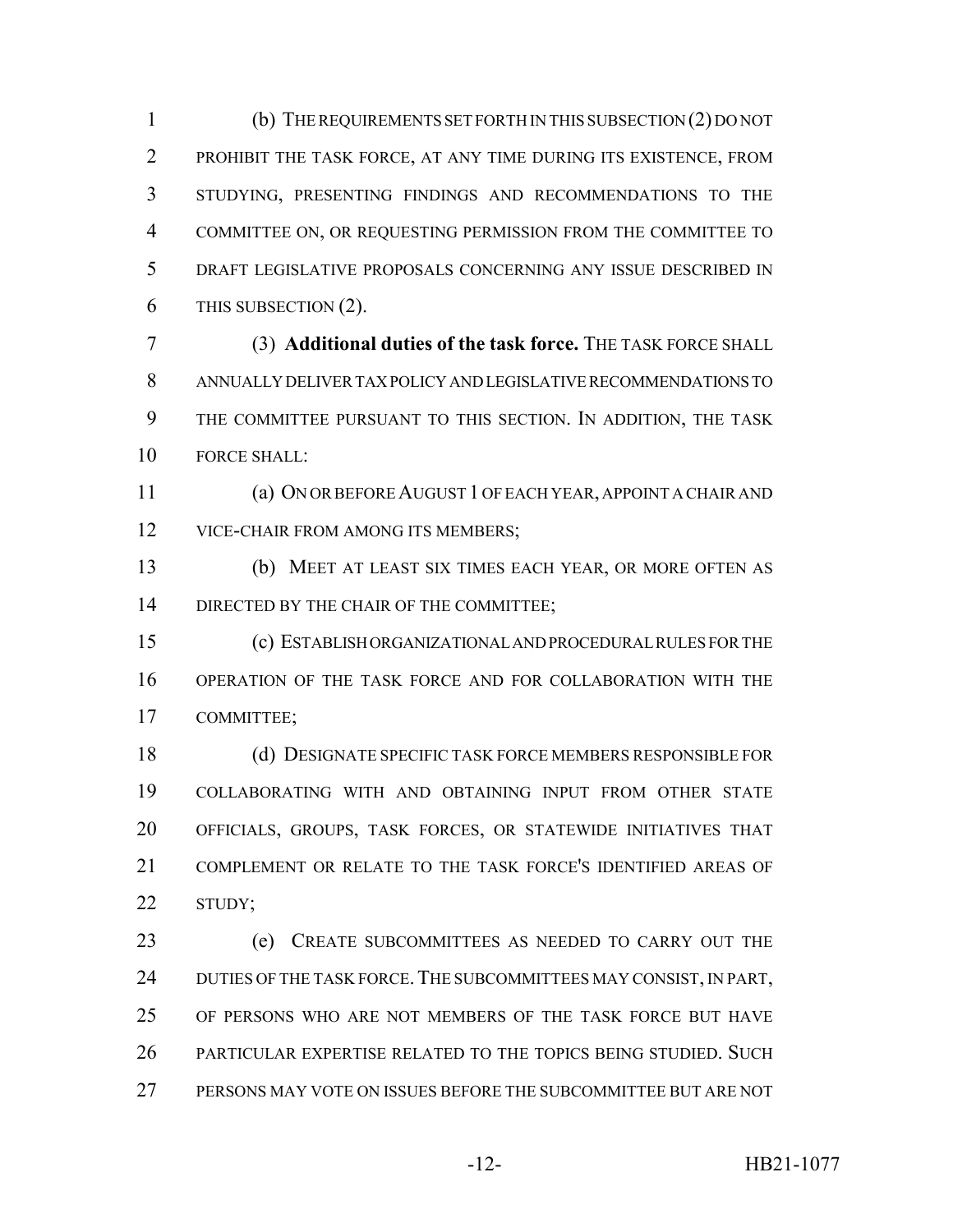(b) THE REQUIREMENTS SET FORTH IN THIS SUBSECTION (2) DO NOT PROHIBIT THE TASK FORCE, AT ANY TIME DURING ITS EXISTENCE, FROM STUDYING, PRESENTING FINDINGS AND RECOMMENDATIONS TO THE COMMITTEE ON, OR REQUESTING PERMISSION FROM THE COMMITTEE TO DRAFT LEGISLATIVE PROPOSALS CONCERNING ANY ISSUE DESCRIBED IN THIS SUBSECTION (2).

(3) **Additional duties of the task force.** THE TASK FORCE SHALL ANNUALLY DELIVER TAX POLICY AND LEGISLATIVE RECOMMENDATIONS TO THE COMMITTEE PURSUANT TO THIS SECTION. IN ADDITION, THE TASK FORCE SHALL:

(a) ON OR BEFORE AUGUST 1 OF EACH YEAR, APPOINT A CHAIR AND VICE-CHAIR FROM AMONG ITS MEMBERS;

(b) MEET AT LEAST SIX TIMES EACH YEAR, OR MORE OFTEN AS DIRECTED BY THE CHAIR OF THE COMMITTEE;

(c) ESTABLISH ORGANIZATIONAL AND PROCEDURAL RULES FOR THE OPERATION OF THE TASK FORCE AND FOR COLLABORATION WITH THE COMMITTEE;

(d) DESIGNATE SPECIFIC TASK FORCE MEMBERS RESPONSIBLE FOR COLLABORATING WITH AND OBTAINING INPUT FROM OTHER STATE OFFICIALS, GROUPS, TASK FORCES, OR STATEWIDE INITIATIVES THAT COMPLEMENT OR RELATE TO THE TASK FORCE'S IDENTIFIED AREAS OF STUDY;

(e) CREATE SUBCOMMITTEES AS NEEDED TO CARRY OUT THE DUTIES OF THE TASK FORCE. THE SUBCOMMITTEES MAY CONSIST, IN PART, OF PERSONS WHO ARE NOT MEMBERS OF THE TASK FORCE BUT HAVE PARTICULAR EXPERTISE RELATED TO THE TOPICS BEING STUDIED. SUCH PERSONS MAY VOTE ON ISSUES BEFORE THE SUBCOMMITTEE BUT ARE NOT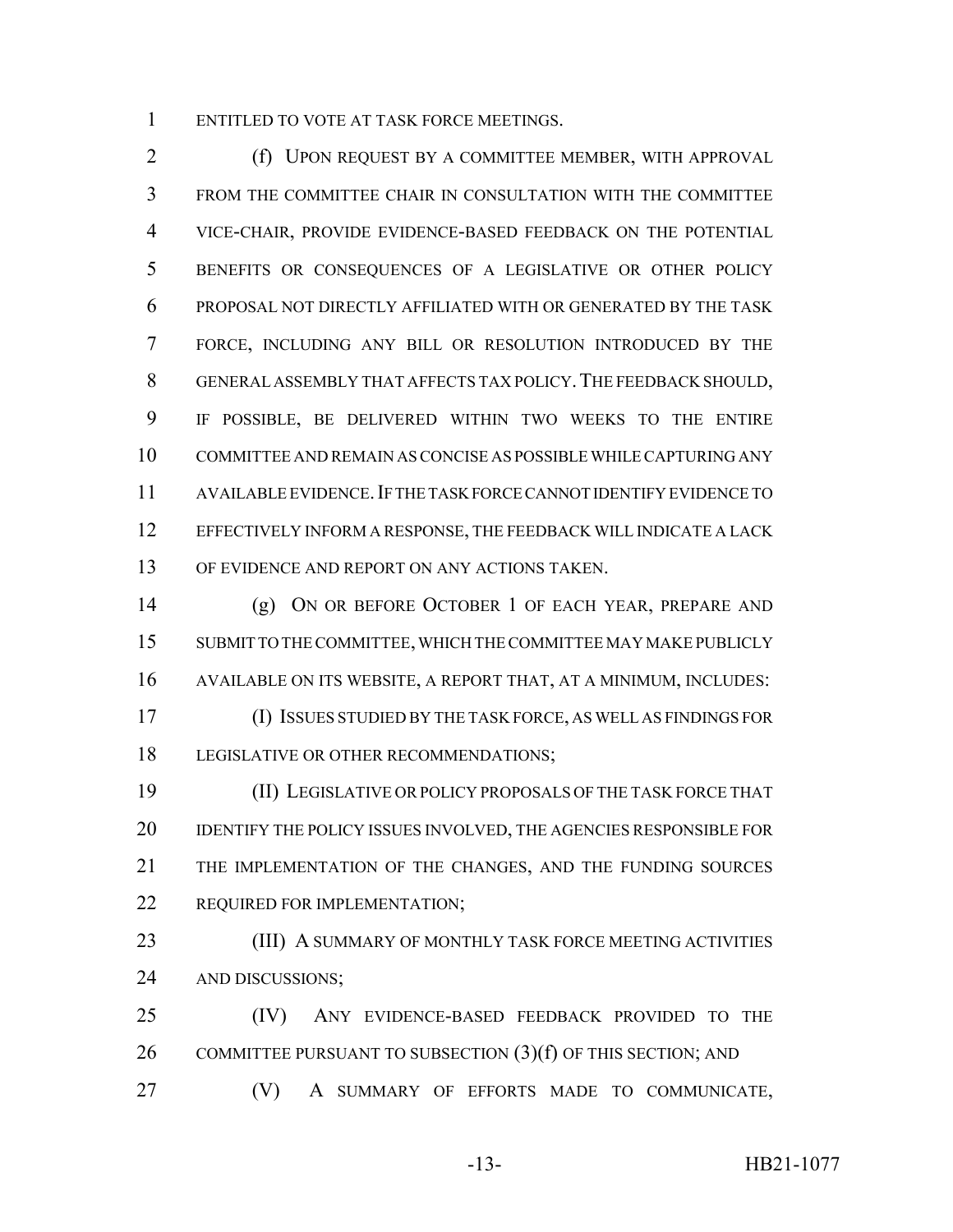ENTITLED TO VOTE AT TASK FORCE MEETINGS.

(f) UPON REQUEST BY A COMMITTEE MEMBER, WITH APPROVAL FROM THE COMMITTEE CHAIR IN CONSULTATION WITH THE COMMITTEE VICE-CHAIR, PROVIDE EVIDENCE-BASED FEEDBACK ON THE POTENTIAL BENEFITS OR CONSEQUENCES OF A LEGISLATIVE OR OTHER POLICY PROPOSAL NOT DIRECTLY AFFILIATED WITH OR GENERATED BY THE TASK FORCE, INCLUDING ANY BILL OR RESOLUTION INTRODUCED BY THE GENERAL ASSEMBLY THAT AFFECTS TAX POLICY. THE FEEDBACK SHOULD, IF POSSIBLE, BE DELIVERED WITHIN TWO WEEKS TO THE ENTIRE COMMITTEE AND REMAIN AS CONCISE AS POSSIBLE WHILE CAPTURING ANY AVAILABLE EVIDENCE. IF THE TASK FORCE CANNOT IDENTIFY EVIDENCE TO EFFECTIVELY INFORM A RESPONSE, THE FEEDBACK WILL INDICATE A LACK OF EVIDENCE AND REPORT ON ANY ACTIONS TAKEN.

(g) ON OR BEFORE OCTOBER 1 OF EACH YEAR, PREPARE AND SUBMIT TO THE COMMITTEE, WHICH THE COMMITTEE MAY MAKE PUBLICLY AVAILABLE ON ITS WEBSITE, A REPORT THAT, AT A MINIMUM, INCLUDES:

(I) ISSUES STUDIED BY THE TASK FORCE, AS WELL AS FINDINGS FOR LEGISLATIVE OR OTHER RECOMMENDATIONS;

(II) LEGISLATIVE OR POLICY PROPOSALS OF THE TASK FORCE THAT IDENTIFY THE POLICY ISSUES INVOLVED, THE AGENCIES RESPONSIBLE FOR THE IMPLEMENTATION OF THE CHANGES, AND THE FUNDING SOURCES REQUIRED FOR IMPLEMENTATION;

(III) A SUMMARY OF MONTHLY TASK FORCE MEETING ACTIVITIES AND DISCUSSIONS;

(IV) ANY EVIDENCE-BASED FEEDBACK PROVIDED TO THE COMMITTEE PURSUANT TO SUBSECTION (3)(f) OF THIS SECTION; AND

(V) A SUMMARY OF EFFORTS MADE TO COMMUNICATE,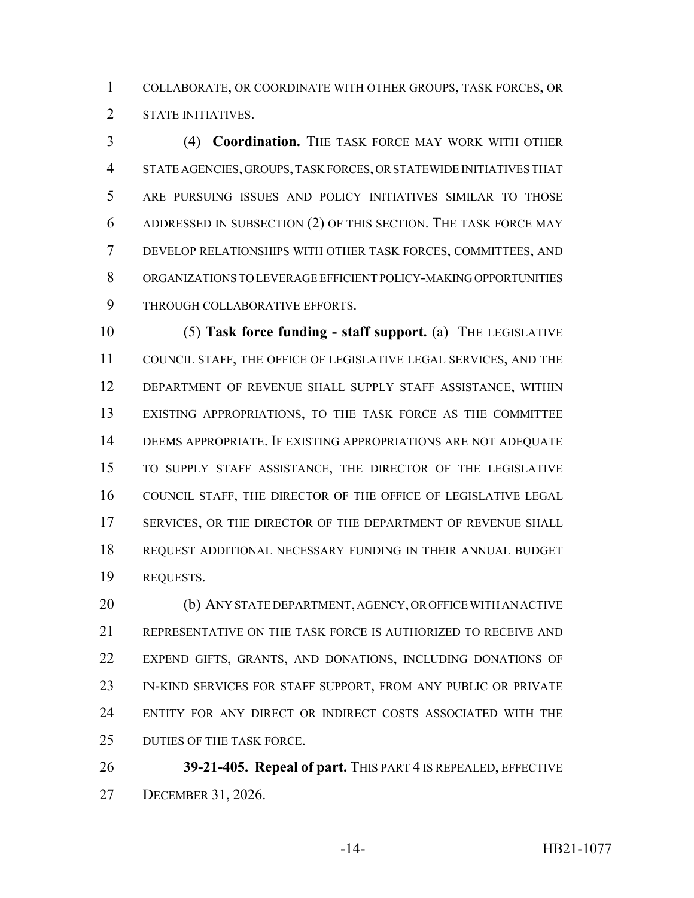COLLABORATE, OR COORDINATE WITH OTHER GROUPS, TASK FORCES, OR STATE INITIATIVES.

(4) **Coordination.** THE TASK FORCE MAY WORK WITH OTHER STATE AGENCIES, GROUPS, TASK FORCES, OR STATEWIDE INITIATIVES THAT ARE PURSUING ISSUES AND POLICY INITIATIVES SIMILAR TO THOSE ADDRESSED IN SUBSECTION (2) OF THIS SECTION. THE TASK FORCE MAY DEVELOP RELATIONSHIPS WITH OTHER TASK FORCES, COMMITTEES, AND ORGANIZATIONS TO LEVERAGE EFFICIENT POLICY-MAKING OPPORTUNITIES THROUGH COLLABORATIVE EFFORTS.

(5) **Task force funding - staff support.** (a) THE LEGISLATIVE COUNCIL STAFF, THE OFFICE OF LEGISLATIVE LEGAL SERVICES, AND THE DEPARTMENT OF REVENUE SHALL SUPPLY STAFF ASSISTANCE, WITHIN EXISTING APPROPRIATIONS, TO THE TASK FORCE AS THE COMMITTEE DEEMS APPROPRIATE. IF EXISTING APPROPRIATIONS ARE NOT ADEQUATE TO SUPPLY STAFF ASSISTANCE, THE DIRECTOR OF THE LEGISLATIVE COUNCIL STAFF, THE DIRECTOR OF THE OFFICE OF LEGISLATIVE LEGAL SERVICES, OR THE DIRECTOR OF THE DEPARTMENT OF REVENUE SHALL REQUEST ADDITIONAL NECESSARY FUNDING IN THEIR ANNUAL BUDGET REQUESTS.

(b) ANY STATE DEPARTMENT, AGENCY, OR OFFICE WITH AN ACTIVE REPRESENTATIVE ON THE TASK FORCE IS AUTHORIZED TO RECEIVE AND EXPEND GIFTS, GRANTS, AND DONATIONS, INCLUDING DONATIONS OF IN-KIND SERVICES FOR STAFF SUPPORT, FROM ANY PUBLIC OR PRIVATE ENTITY FOR ANY DIRECT OR INDIRECT COSTS ASSOCIATED WITH THE DUTIES OF THE TASK FORCE.

**39-21-405. Repeal of part.** THIS PART 4 IS REPEALED, EFFECTIVE DECEMBER 31, 2026.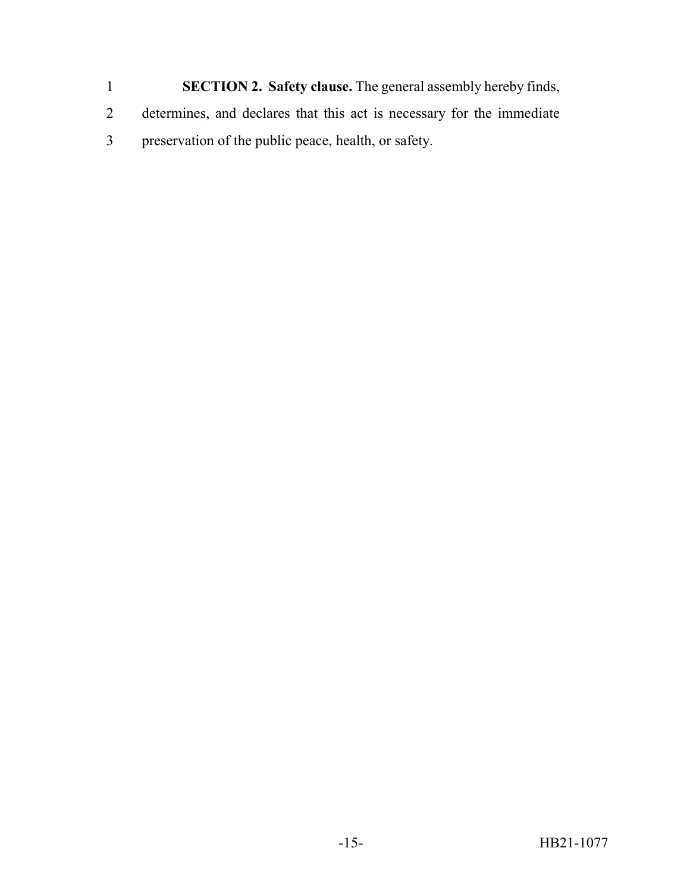**SECTION 2. Safety clause.** The general assembly hereby finds, determines, and declares that this act is necessary for the immediate preservation of the public peace, health, or safety.